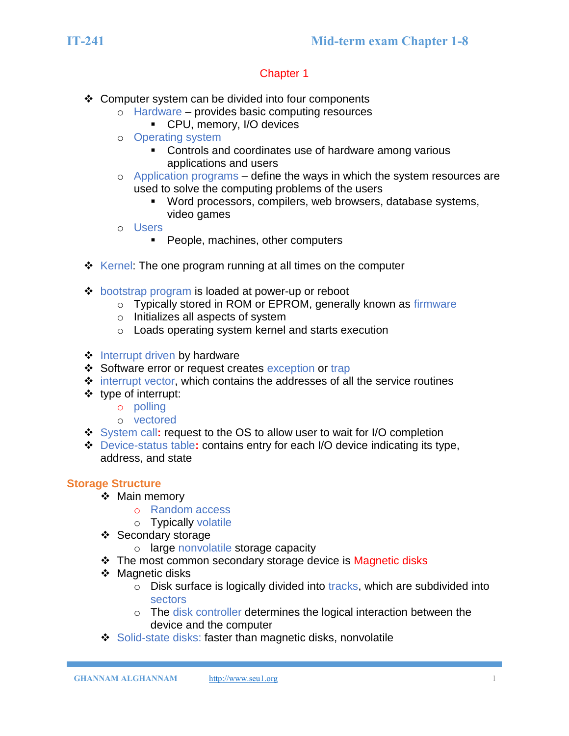## Chapter 1

- Computer system can be divided into four components
  - Hardware – provides basic computing resources
    - CPU, memory, I/O devices
  - Operating system
    - Controls and coordinates use of hardware among various applications and users
  - Application programs – define the ways in which the system resources are used to solve the computing problems of the users
    - Word processors, compilers, web browsers, database systems, video games
  - Users
    - People, machines, other computers

- Kernel: The one program running at all times on the computer

- bootstrap program is loaded at power-up or reboot
  - Typically stored in ROM or EPROM, generally known as firmware
  - Initializes all aspects of system
  - Loads operating system kernel and starts execution

- Interrupt driven by hardware
- Software error or request creates exception or trap
- interrupt vector, which contains the addresses of all the service routines
- type of interrupt:
  - polling
  - vectored
- System call: request to the OS to allow user to wait for I/O completion
- Device-status table: contains entry for each I/O device indicating its type, address, and state

### Storage Structure

- Main memory
  - Random access
  - Typically volatile
- Secondary storage
  - large nonvolatile storage capacity
- The most common secondary storage device is Magnetic disks
- Magnetic disks
  - Disk surface is logically divided into tracks, which are subdivided into sectors
  - The disk controller determines the logical interaction between the device and the computer
- Solid-state disks: faster than magnetic disks, nonvolatile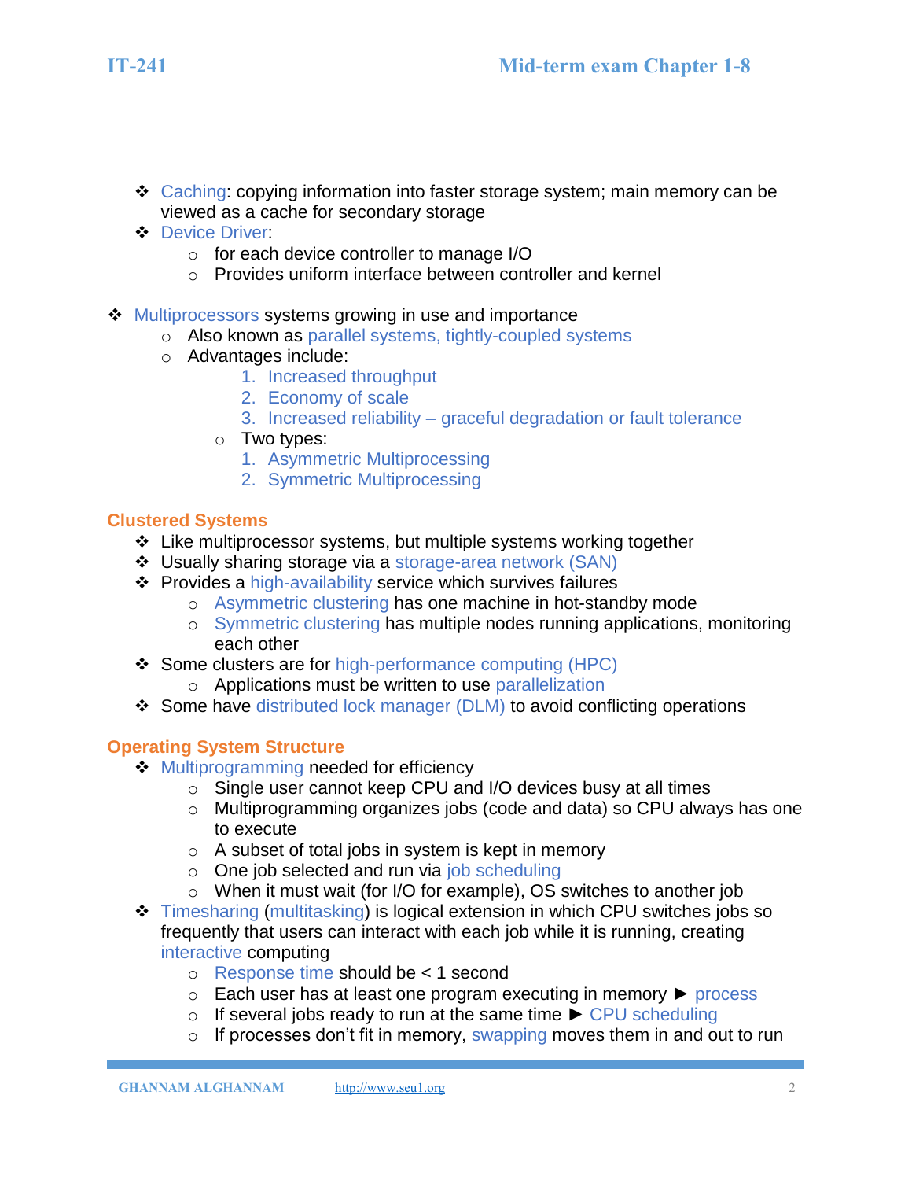- Caching: copying information into faster storage system; main memory can be viewed as a cache for secondary storage
- Device Driver:
  - for each device controller to manage I/O
  - Provides uniform interface between controller and kernel

- Multiprocessors systems growing in use and importance
  - Also known as parallel systems, tightly-coupled systems
  - Advantages include:
    1. Increased throughput
    2. Economy of scale
    3. Increased reliability – graceful degradation or fault tolerance
  - Two types:
    1. Asymmetric Multiprocessing
    2. Symmetric Multiprocessing

## Clustered Systems

- Like multiprocessor systems, but multiple systems working together
- Usually sharing storage via a storage-area network (SAN)
- Provides a high-availability service which survives failures
  - Asymmetric clustering has one machine in hot-standby mode
  - Symmetric clustering has multiple nodes running applications, monitoring each other
- Some clusters are for high-performance computing (HPC)
  - Applications must be written to use parallelization
- Some have distributed lock manager (DLM) to avoid conflicting operations

## Operating System Structure

- Multiprogramming needed for efficiency
  - Single user cannot keep CPU and I/O devices busy at all times
  - Multiprogramming organizes jobs (code and data) so CPU always has one to execute
  - A subset of total jobs in system is kept in memory
  - One job selected and run via job scheduling
  - When it must wait (for I/O for example), OS switches to another job
- Timesharing (multitasking) is logical extension in which CPU switches jobs so frequently that users can interact with each job while it is running, creating interactive computing
  - Response time should be < 1 second
  - Each user has at least one program executing in memory ► process
  - If several jobs ready to run at the same time ► CPU scheduling
  - If processes don't fit in memory, swapping moves them in and out to run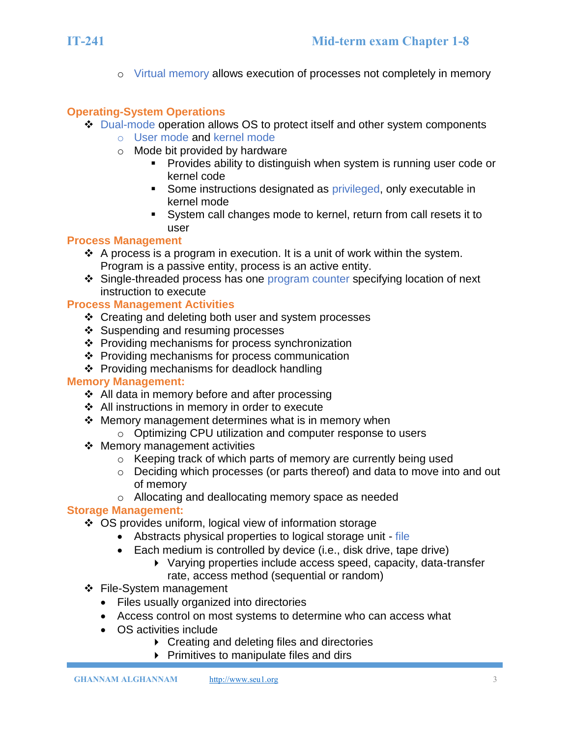- Virtual memory allows execution of processes not completely in memory

**Operating-System Operations**

- Dual-mode operation allows OS to protect itself and other system components
  - User mode and kernel mode
  - Mode bit provided by hardware
    - Provides ability to distinguish when system is running user code or kernel code
    - Some instructions designated as privileged, only executable in kernel mode
    - System call changes mode to kernel, return from call resets it to user

**Process Management**

- A process is a program in execution. It is a unit of work within the system. Program is a passive entity, process is an active entity.
- Single-threaded process has one program counter specifying location of next instruction to execute

**Process Management Activities**

- Creating and deleting both user and system processes
- Suspending and resuming processes
- Providing mechanisms for process synchronization
- Providing mechanisms for process communication
- Providing mechanisms for deadlock handling

**Memory Management:**

- All data in memory before and after processing
- All instructions in memory in order to execute
- Memory management determines what is in memory when
  - Optimizing CPU utilization and computer response to users
- Memory management activities
  - Keeping track of which parts of memory are currently being used
  - Deciding which processes (or parts thereof) and data to move into and out of memory
  - Allocating and deallocating memory space as needed

**Storage Management:**

- OS provides uniform, logical view of information storage
  - Abstracts physical properties to logical storage unit - file
  - Each medium is controlled by device (i.e., disk drive, tape drive)
    - Varying properties include access speed, capacity, data-transfer rate, access method (sequential or random)
- File-System management
  - Files usually organized into directories
  - Access control on most systems to determine who can access what
  - OS activities include
    - Creating and deleting files and directories
    - Primitives to manipulate files and dirs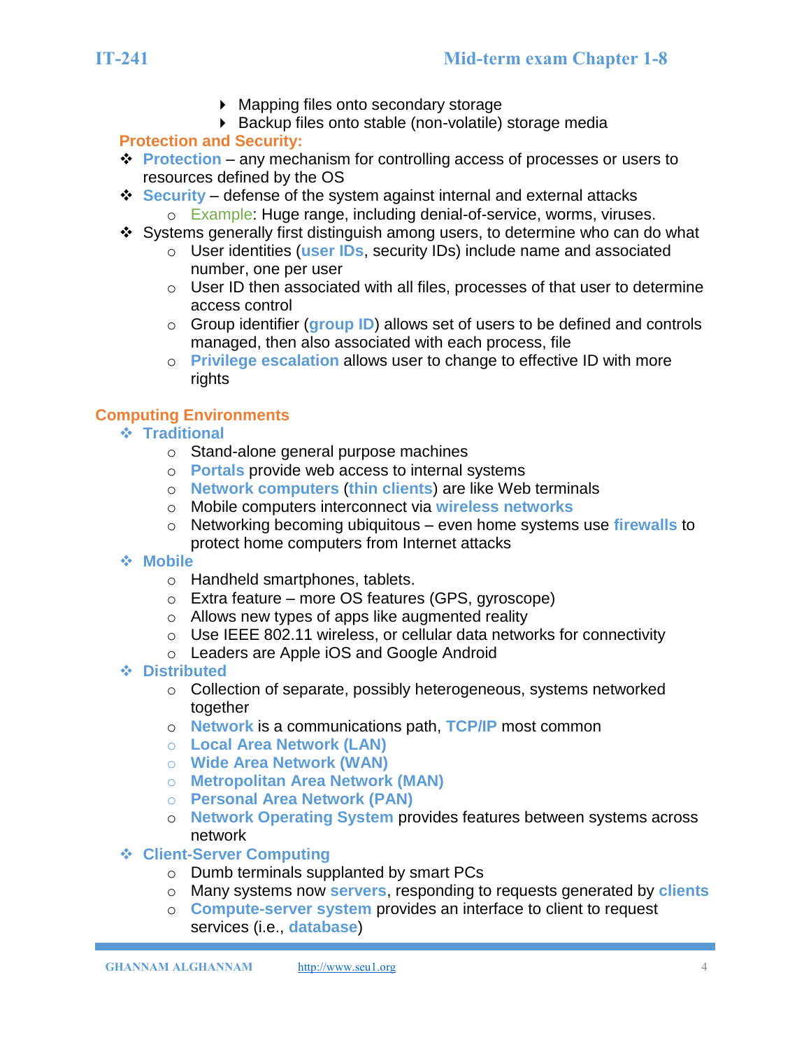- Mapping files onto secondary storage
- Backup files onto stable (non-volatile) storage media

### Protection and Security:

- **Protection** – any mechanism for controlling access of processes or users to resources defined by the OS
- **Security** – defense of the system against internal and external attacks
  - Example: Huge range, including denial-of-service, worms, viruses.
- Systems generally first distinguish among users, to determine who can do what
  - User identities (**user IDs**, security IDs) include name and associated number, one per user
  - User ID then associated with all files, processes of that user to determine access control
  - Group identifier (**group ID**) allows set of users to be defined and controls managed, then also associated with each process, file
  - **Privilege escalation** allows user to change to effective ID with more rights

## Computing Environments

- **Traditional**
  - Stand-alone general purpose machines
  - **Portals** provide web access to internal systems
  - **Network computers** (**thin clients**) are like Web terminals
  - Mobile computers interconnect via **wireless networks**
  - Networking becoming ubiquitous – even home systems use **firewalls** to protect home computers from Internet attacks
- **Mobile**
  - Handheld smartphones, tablets.
  - Extra feature – more OS features (GPS, gyroscope)
  - Allows new types of apps like augmented reality
  - Use IEEE 802.11 wireless, or cellular data networks for connectivity
  - Leaders are Apple iOS and Google Android
- **Distributed**
  - Collection of separate, possibly heterogeneous, systems networked together
  - **Network** is a communications path, **TCP/IP** most common
  - **Local Area Network (LAN)**
  - **Wide Area Network (WAN)**
  - **Metropolitan Area Network (MAN)**
  - **Personal Area Network (PAN)**
  - **Network Operating System** provides features between systems across network
- **Client-Server Computing**
  - Dumb terminals supplanted by smart PCs
  - Many systems now **servers**, responding to requests generated by **clients**
  - **Compute-server system** provides an interface to client to request services (i.e., **database**)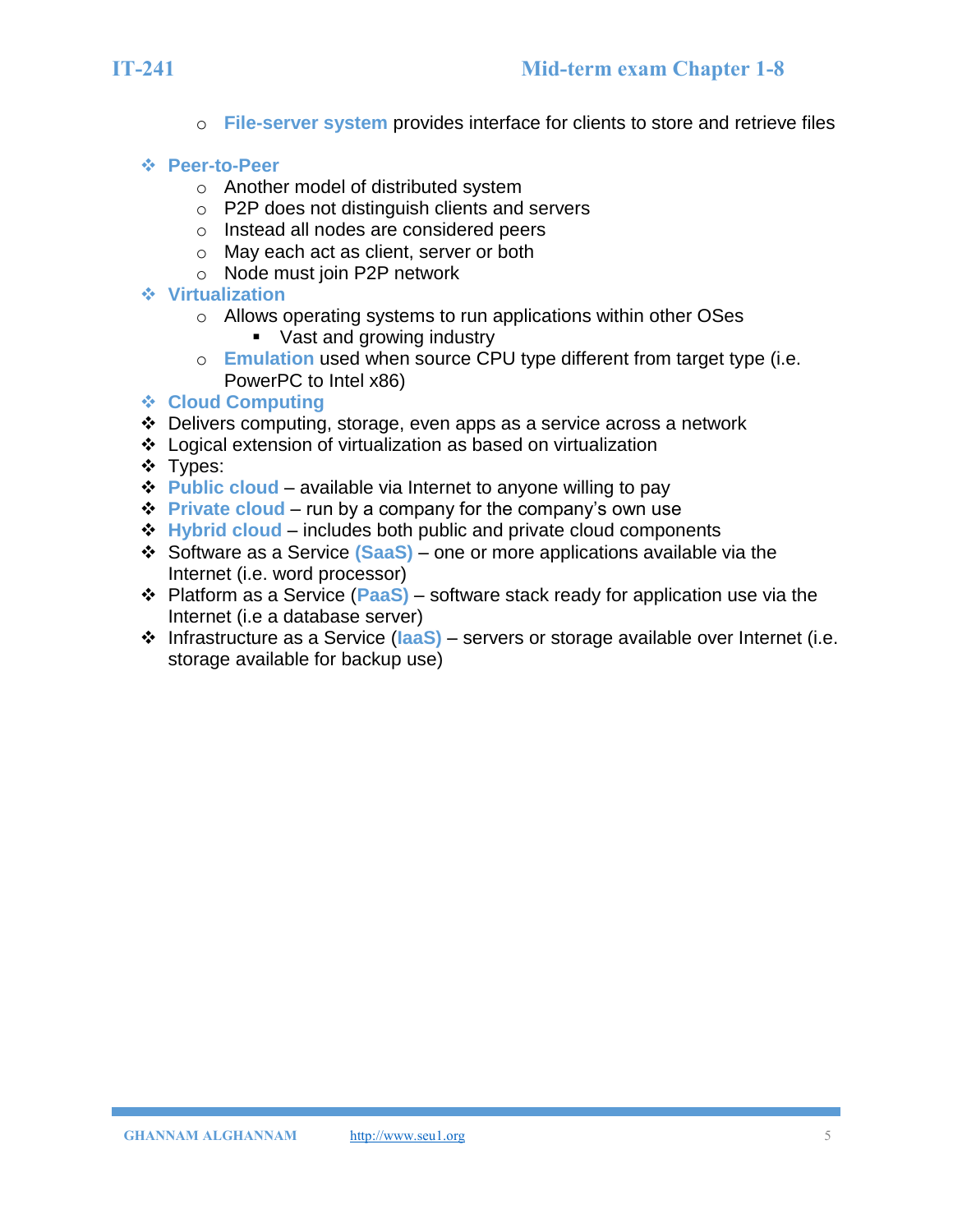- **File-server system** provides interface for clients to store and retrieve files

- **Peer-to-Peer**
  - Another model of distributed system
  - P2P does not distinguish clients and servers
  - Instead all nodes are considered peers
  - May each act as client, server or both
  - Node must join P2P network
- **Virtualization**
  - Allows operating systems to run applications within other OSes
    - Vast and growing industry
  - **Emulation** used when source CPU type different from target type (i.e. PowerPC to Intel x86)
- **Cloud Computing**
- Delivers computing, storage, even apps as a service across a network
- Logical extension of virtualization as based on virtualization
- Types:
- **Public cloud** – available via Internet to anyone willing to pay
- **Private cloud** – run by a company for the company's own use
- **Hybrid cloud** – includes both public and private cloud components
- Software as a Service **(SaaS)** – one or more applications available via the Internet (i.e. word processor)
- Platform as a Service (**PaaS)** – software stack ready for application use via the Internet (i.e a database server)
- Infrastructure as a Service (**IaaS)** – servers or storage available over Internet (i.e. storage available for backup use)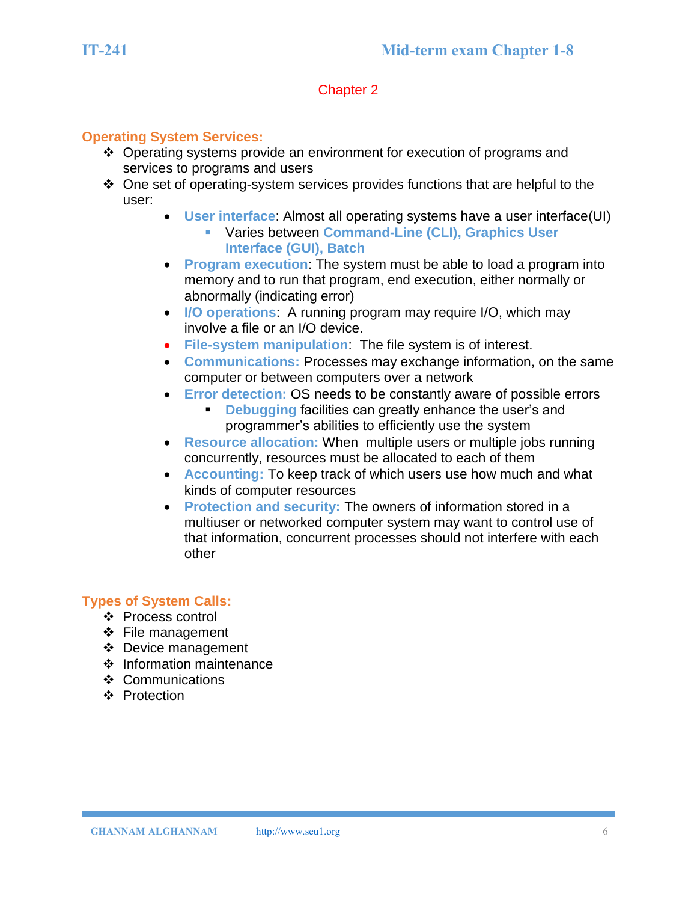## Chapter 2

### Operating System Services:

- Operating systems provide an environment for execution of programs and services to programs and users
- One set of operating-system services provides functions that are helpful to the user:
  - **User interface**: Almost all operating systems have a user interface(UI)
    - Varies between **Command-Line (CLI), Graphics User Interface (GUI), Batch**
  - **Program execution**: The system must be able to load a program into memory and to run that program, end execution, either normally or abnormally (indicating error)
  - **I/O operations**: A running program may require I/O, which may involve a file or an I/O device.
  - **File-system manipulation**: The file system is of interest.
  - **Communications:** Processes may exchange information, on the same computer or between computers over a network
  - **Error detection:** OS needs to be constantly aware of possible errors
    - **Debugging** facilities can greatly enhance the user's and programmer's abilities to efficiently use the system
  - **Resource allocation:** When multiple users or multiple jobs running concurrently, resources must be allocated to each of them
  - **Accounting:** To keep track of which users use how much and what kinds of computer resources
  - **Protection and security:** The owners of information stored in a multiuser or networked computer system may want to control use of that information, concurrent processes should not interfere with each other

### Types of System Calls:

- Process control
- File management
- Device management
- Information maintenance
- Communications
- Protection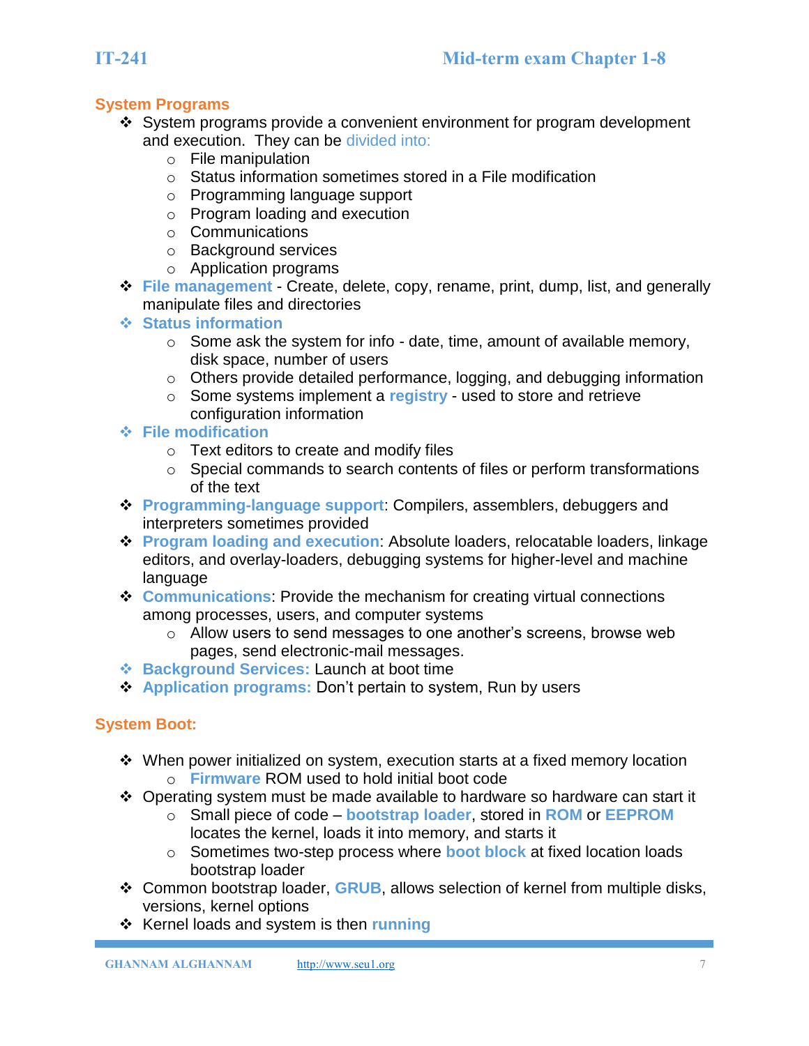## System Programs

- System programs provide a convenient environment for program development and execution. They can be divided into:
  - File manipulation
  - Status information sometimes stored in a File modification
  - Programming language support
  - Program loading and execution
  - Communications
  - Background services
  - Application programs
- **File management** - Create, delete, copy, rename, print, dump, list, and generally manipulate files and directories
- **Status information**
  - Some ask the system for info - date, time, amount of available memory, disk space, number of users
  - Others provide detailed performance, logging, and debugging information
  - Some systems implement a **registry** - used to store and retrieve configuration information
- **File modification**
  - Text editors to create and modify files
  - Special commands to search contents of files or perform transformations of the text
- **Programming-language support**: Compilers, assemblers, debuggers and interpreters sometimes provided
- **Program loading and execution**: Absolute loaders, relocatable loaders, linkage editors, and overlay-loaders, debugging systems for higher-level and machine language
- **Communications**: Provide the mechanism for creating virtual connections among processes, users, and computer systems
  - Allow users to send messages to one another's screens, browse web pages, send electronic-mail messages.
- **Background Services:** Launch at boot time
- **Application programs:** Don't pertain to system, Run by users

## System Boot:

- When power initialized on system, execution starts at a fixed memory location
  - **Firmware** ROM used to hold initial boot code
- Operating system must be made available to hardware so hardware can start it
  - Small piece of code – **bootstrap loader**, stored in **ROM** or **EEPROM** locates the kernel, loads it into memory, and starts it
  - Sometimes two-step process where **boot block** at fixed location loads bootstrap loader
- Common bootstrap loader, **GRUB**, allows selection of kernel from multiple disks, versions, kernel options
- Kernel loads and system is then **running**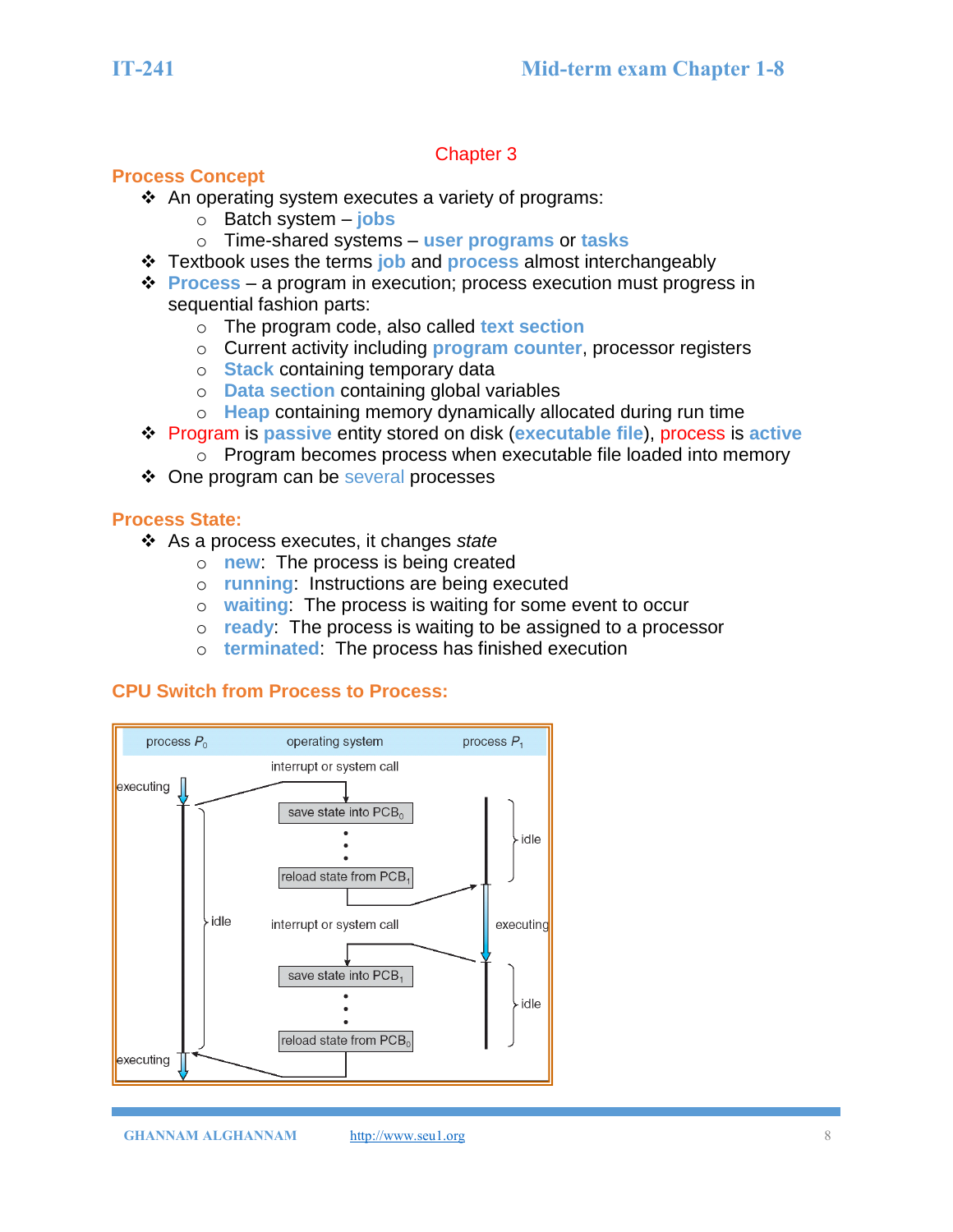## Chapter 3

### Process Concept

- An operating system executes a variety of programs:
  - Batch system – **jobs**
  - Time-shared systems – **user programs** or **tasks**
- Textbook uses the terms **job** and **process** almost interchangeably
- **Process** – a program in execution; process execution must progress in sequential fashion parts:
  - The program code, also called **text section**
  - Current activity including **program counter**, processor registers
  - **Stack** containing temporary data
  - **Data section** containing global variables
  - **Heap** containing memory dynamically allocated during run time
- Program is **passive** entity stored on disk (**executable file**), process is **active**
  - Program becomes process when executable file loaded into memory
- One program can be several processes

### Process State:

- As a process executes, it changes *state*
  - **new**: The process is being created
  - **running**: Instructions are being executed
  - **waiting**: The process is waiting for some event to occur
  - **ready**: The process is waiting to be assigned to a processor
  - **terminated**: The process has finished execution

### CPU Switch from Process to Process: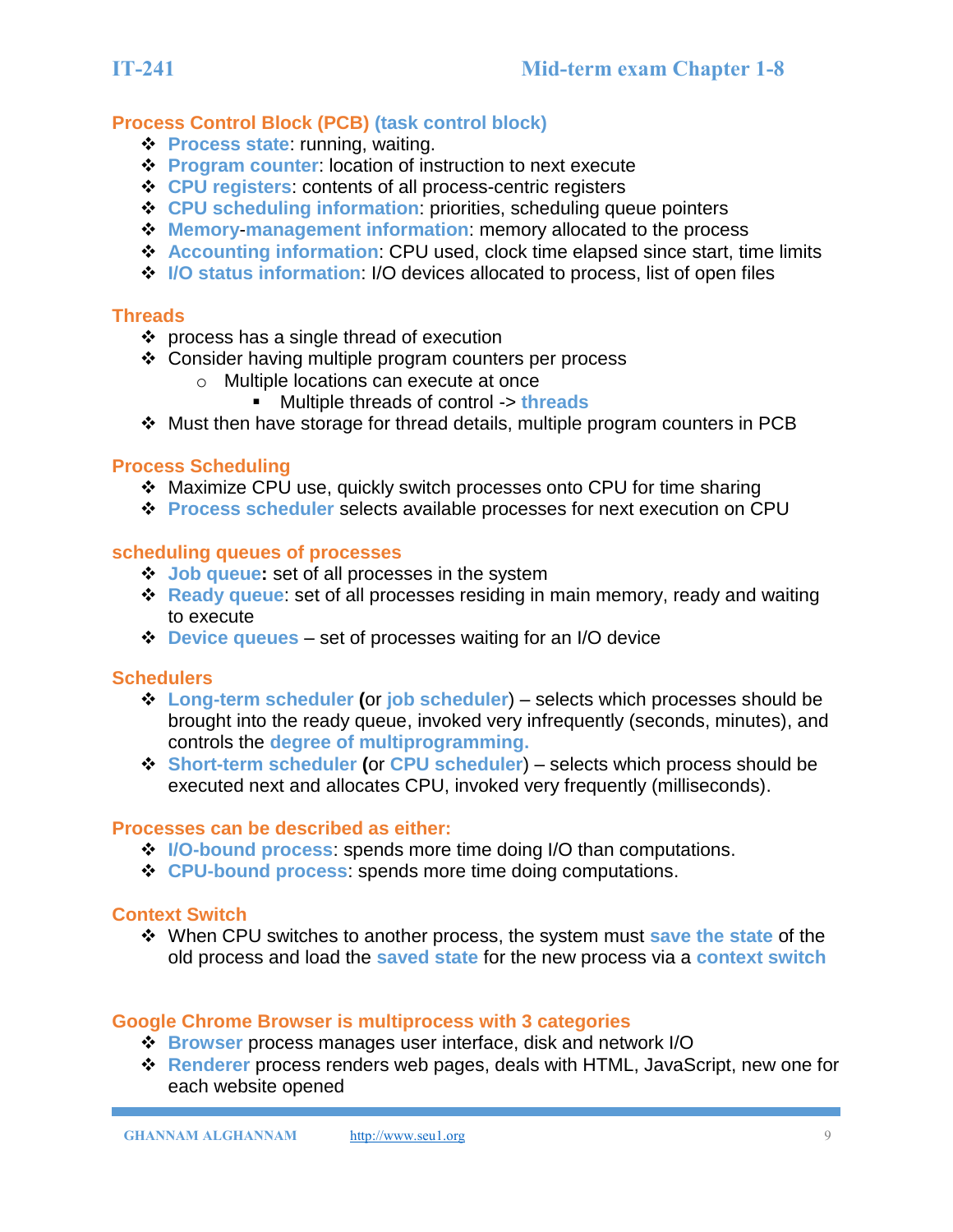## Process Control Block (PCB) (task control block)

- **Process state**: running, waiting.
- **Program counter**: location of instruction to next execute
- **CPU registers**: contents of all process-centric registers
- **CPU scheduling information**: priorities, scheduling queue pointers
- **Memory-management information**: memory allocated to the process
- **Accounting information**: CPU used, clock time elapsed since start, time limits
- **I/O status information**: I/O devices allocated to process, list of open files

## Threads

- process has a single thread of execution
- Consider having multiple program counters per process
  - Multiple locations can execute at once
    - Multiple threads of control -> **threads**
- Must then have storage for thread details, multiple program counters in PCB

## Process Scheduling

- Maximize CPU use, quickly switch processes onto CPU for time sharing
- **Process scheduler** selects available processes for next execution on CPU

## scheduling queues of processes

- **Job queue:** set of all processes in the system
- **Ready queue**: set of all processes residing in main memory, ready and waiting to execute
- **Device queues** – set of processes waiting for an I/O device

## Schedulers

- **Long-term scheduler (**or **job scheduler**) – selects which processes should be brought into the ready queue, invoked very infrequently (seconds, minutes), and controls the **degree of multiprogramming.**
- **Short-term scheduler (**or **CPU scheduler**) – selects which process should be executed next and allocates CPU, invoked very frequently (milliseconds).

## Processes can be described as either:

- **I/O-bound process**: spends more time doing I/O than computations.
- **CPU-bound process**: spends more time doing computations.

## Context Switch

- When CPU switches to another process, the system must **save the state** of the old process and load the **saved state** for the new process via a **context switch**

## Google Chrome Browser is multiprocess with 3 categories

- **Browser** process manages user interface, disk and network I/O
- **Renderer** process renders web pages, deals with HTML, JavaScript, new one for each website opened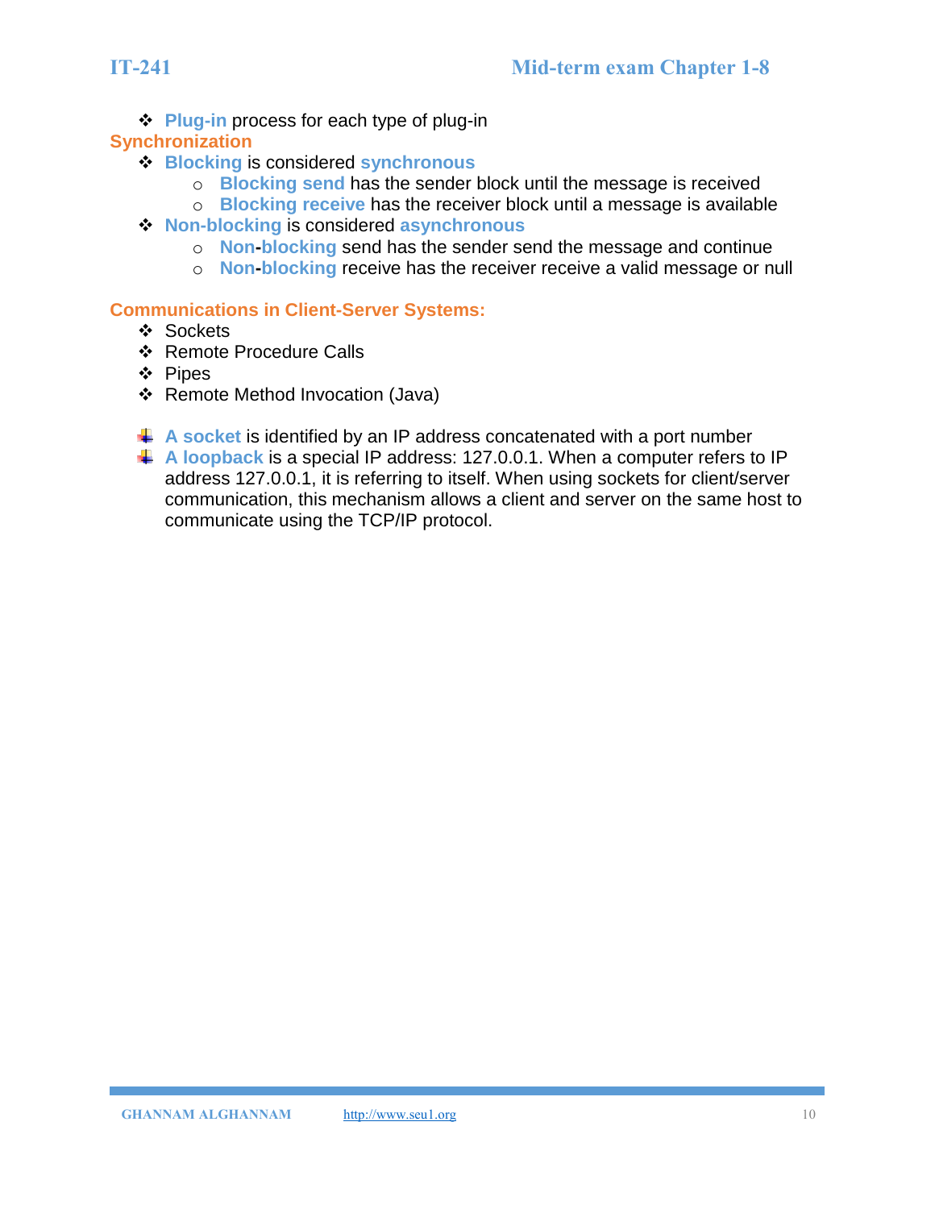- **Plug-in** process for each type of plug-in

### Synchronization

- **Blocking** is considered **synchronous**
  - **Blocking send** has the sender block until the message is received
  - **Blocking receive** has the receiver block until a message is available
- **Non-blocking** is considered **asynchronous**
  - **Non-blocking** send has the sender send the message and continue
  - **Non-blocking** receive has the receiver receive a valid message or null

### Communications in Client-Server Systems:

- Sockets
- Remote Procedure Calls
- Pipes
- Remote Method Invocation (Java)

- **A socket** is identified by an IP address concatenated with a port number
- **A loopback** is a special IP address: 127.0.0.1. When a computer refers to IP address 127.0.0.1, it is referring to itself. When using sockets for client/server communication, this mechanism allows a client and server on the same host to communicate using the TCP/IP protocol.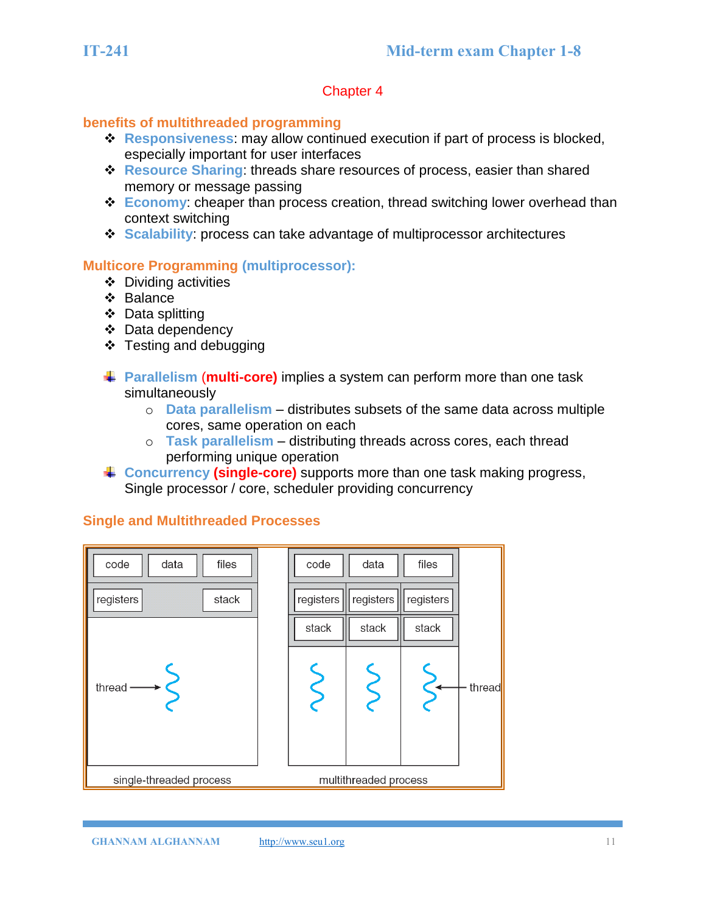## Chapter 4

### benefits of multithreaded programming

- **Responsiveness**: may allow continued execution if part of process is blocked, especially important for user interfaces
- **Resource Sharing**: threads share resources of process, easier than shared memory or message passing
- **Economy**: cheaper than process creation, thread switching lower overhead than context switching
- **Scalability**: process can take advantage of multiprocessor architectures

### Multicore Programming (multiprocessor):

- Dividing activities
- Balance
- Data splitting
- Data dependency
- Testing and debugging

- **Parallelism (multi-core)** implies a system can perform more than one task simultaneously
  - **Data parallelism** – distributes subsets of the same data across multiple cores, same operation on each
  - **Task parallelism** – distributing threads across cores, each thread performing unique operation
- **Concurrency (single-core)** supports more than one task making progress, Single processor / core, scheduler providing concurrency

### Single and Multithreaded Processes

| code | data | files |
|---|---|---|
| registers | | stack |
| thread | | |

single-threaded process

| code | data | files |
|---|---|---|
| registers | registers | registers |
| stack | stack | stack |
| thread | thread | thread |

multithreaded process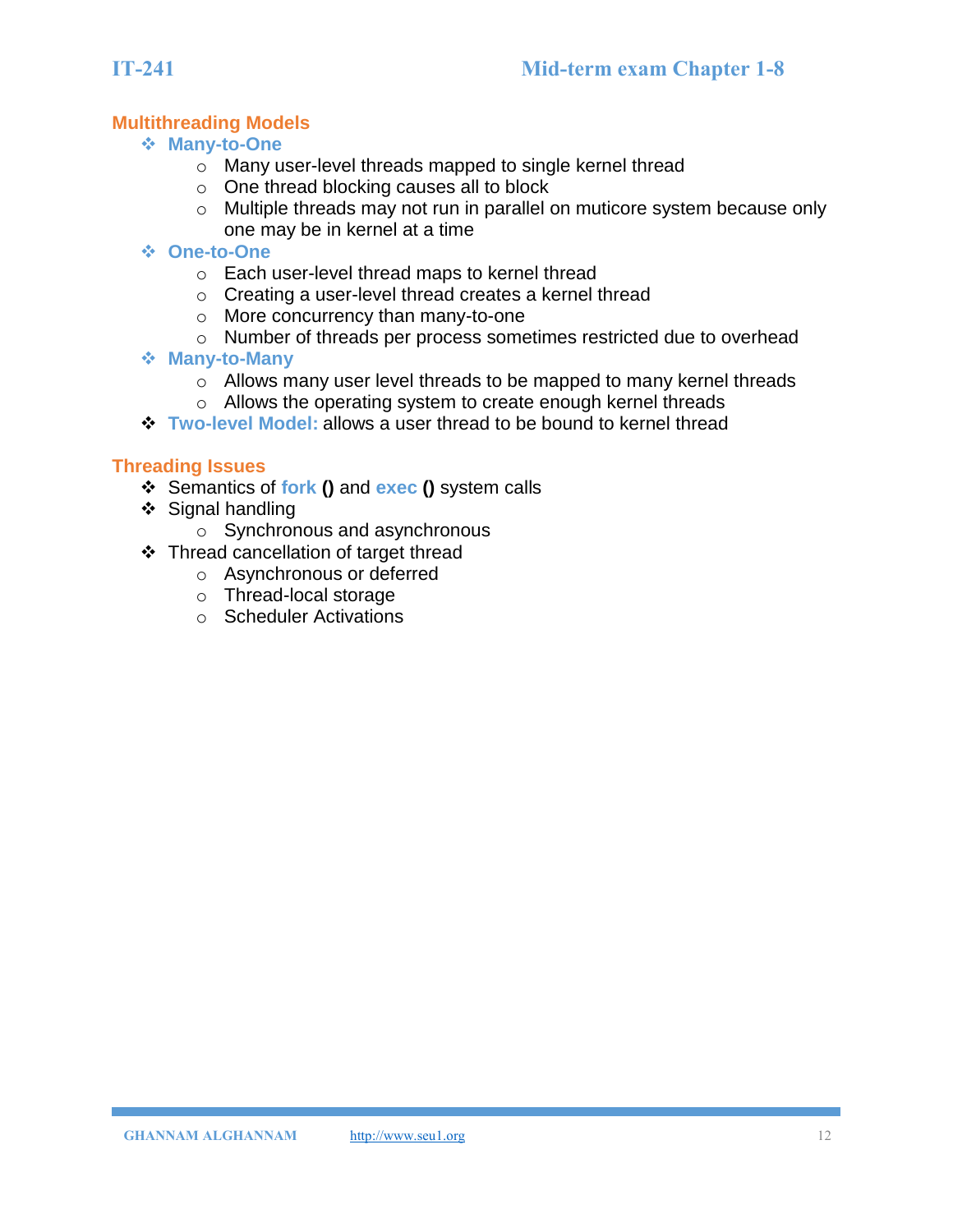## Multithreading Models

- **Many-to-One**
  - Many user-level threads mapped to single kernel thread
  - One thread blocking causes all to block
  - Multiple threads may not run in parallel on muticore system because only one may be in kernel at a time
- **One-to-One**
  - Each user-level thread maps to kernel thread
  - Creating a user-level thread creates a kernel thread
  - More concurrency than many-to-one
  - Number of threads per process sometimes restricted due to overhead
- **Many-to-Many**
  - Allows many user level threads to be mapped to many kernel threads
  - Allows the operating system to create enough kernel threads
- **Two-level Model:** allows a user thread to be bound to kernel thread

## Threading Issues

- Semantics of **fork ()** and **exec ()** system calls
- Signal handling
  - Synchronous and asynchronous
- Thread cancellation of target thread
  - Asynchronous or deferred
  - Thread-local storage
  - Scheduler Activations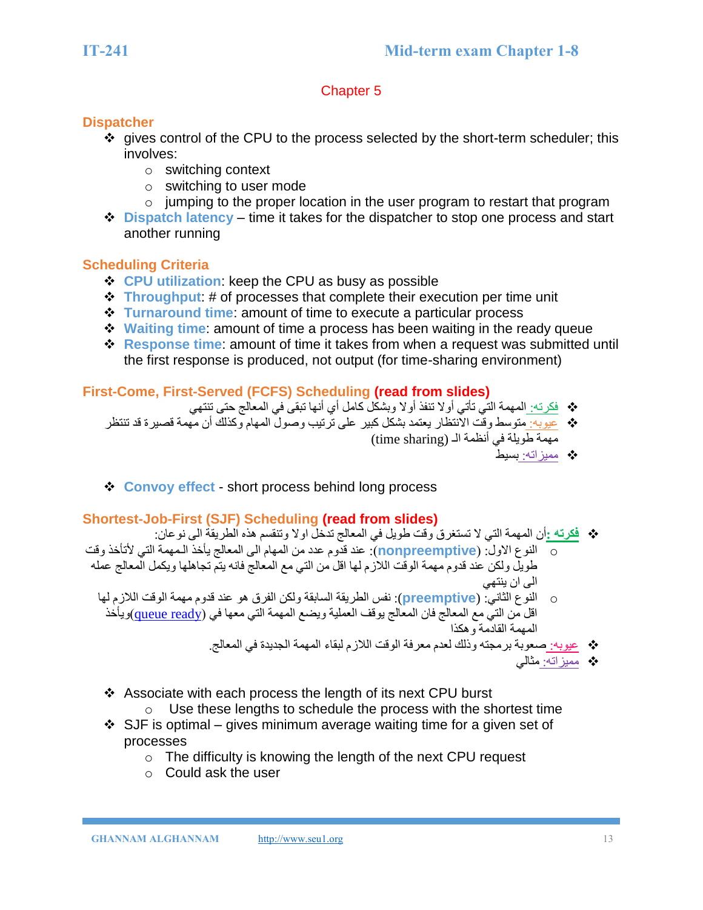## Chapter 5

### Dispatcher

- gives control of the CPU to the process selected by the short-term scheduler; this involves:
  - switching context
  - switching to user mode
  - jumping to the proper location in the user program to restart that program
- **Dispatch latency** – time it takes for the dispatcher to stop one process and start another running

### Scheduling Criteria

- **CPU utilization**: keep the CPU as busy as possible
- **Throughput**: # of processes that complete their execution per time unit
- **Turnaround time**: amount of time to execute a particular process
- **Waiting time**: amount of time a process has been waiting in the ready queue
- **Response time**: amount of time it takes from when a request was submitted until the first response is produced, not output (for time-sharing environment)

### First-Come, First-Served (FCFS) Scheduling (read from slides)

- فكرته: المهمة التي تأتي أولا تنفذ أولا وبشكل كامل أي أنها تبقى في المعالج حتى تنتهي
- عيوبه: متوسط وقت الانتظار يعتمد بشكل كبير على ترتيب وصول المهام وكذلك أن مهمة قصيرة قد تنتظر مهمة طويلة في أنظمة الـ (time sharing)
- مميزاته: بسيط

- **Convoy effect** - short process behind long process

### Shortest-Job-First (SJF) Scheduling (read from slides)

- **فكرته:** أن المهمة التي لا تستغرق وقت طويل في المعالج تدخل اولا وتنقسم هذه الطريقة الى نوعان:
  - النوع الاول: (**nonpreemptive**): عند قدوم عدد من المهام الى المعالج يأخذ المهمة التي لأتأخذ وقت طويل ولكن عند قدوم مهمة الوقت اللازم لها اقل من التي مع المعالج فانه يتم تجاهلها ويكمل المعالج عمله الى ان ينتهي
  - النوع الثاني: (**preemptive**): نفس الطريقة السابقة ولكن الفرق هو عند قدوم مهمة الوقت اللازم لها اقل من التي مع المعالج فان المعالج يوقف العملية ويضع المهمة التي معها في (queue ready)ويأخذ المهمة القادمة و هكذا
- عيوبه: صعوبة برمجته وذلك لعدم معرفة الوقت اللازم لبقاء المهمة الجديدة في المعالج.
- مميزاته: مثالي

- Associate with each process the length of its next CPU burst
  - Use these lengths to schedule the process with the shortest time
- SJF is optimal – gives minimum average waiting time for a given set of processes
  - The difficulty is knowing the length of the next CPU request
  - Could ask the user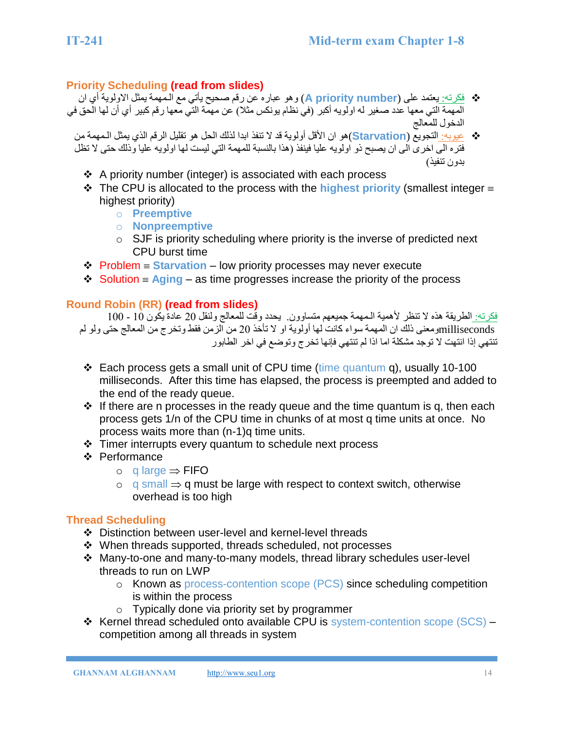## Priority Scheduling (read from slides)

- فكرته: يعتمد على (**A priority number**) وهو عباره عن رقم صحيح يأتي مع المهمة يمثل الاولوية أي ان المهمة التي معها عدد صغير له اولويه أكبر (في نظام يونكس مثلا) عن مهمة التي معها رقم كبير أي أن لها الحق في الدخول للمعالج
- عيوبه: التجويع (**Starvation**)هو ان الأقل أولوية قد لا تنفذ ابدا لذلك الحل هو تقليل الرقم الذي يمثل المهمة من فتره الى اخرى الى ان يصبح ذو اولويه عليا فينفذ (هذا بالنسبة للمهمة التي ليست لها اولويه عليا وذلك حتى لا تظل بدون تنفيذ)

- A priority number (integer) is associated with each process
- The CPU is allocated to the process with the **highest priority** (smallest integer ≡ highest priority)
  - **Preemptive**
  - **Nonpreemptive**
  - SJF is priority scheduling where priority is the inverse of predicted next CPU burst time
- Problem ≡ **Starvation** – low priority processes may never execute
- Solution ≡ **Aging** – as time progresses increase the priority of the process

## Round Robin (RR) (read from slides)

فكرته: الطريقة هذه لا تنظر لأهمية المهمة جميعهم متساوون. يحدد وقت للمعالج ولنقل 20 عادة يكون 10 - 100 millisecondsومعنى ذلك ان المهمة سواء كانت لها أولوية او لا تأخذ 20 من الزمن فقط وتخرج من المعالج حتى ولو لم تنتهي إذا انتهت لا توجد مشكلة اما اذا لم تنتهي فإنها تخرج وتوضع في اخر الطابور

- Each process gets a small unit of CPU time (time quantum q), usually 10-100 milliseconds. After this time has elapsed, the process is preempted and added to the end of the ready queue.
- If there are n processes in the ready queue and the time quantum is q, then each process gets 1/n of the CPU time in chunks of at most q time units at once. No process waits more than (n-1)q time units.
- Timer interrupts every quantum to schedule next process
- Performance
  - q large ⇒ FIFO
  - q small ⇒ q must be large with respect to context switch, otherwise overhead is too high

## Thread Scheduling

- Distinction between user-level and kernel-level threads
- When threads supported, threads scheduled, not processes
- Many-to-one and many-to-many models, thread library schedules user-level threads to run on LWP
  - Known as process-contention scope (PCS) since scheduling competition is within the process
  - Typically done via priority set by programmer
- Kernel thread scheduled onto available CPU is system-contention scope (SCS) – competition among all threads in system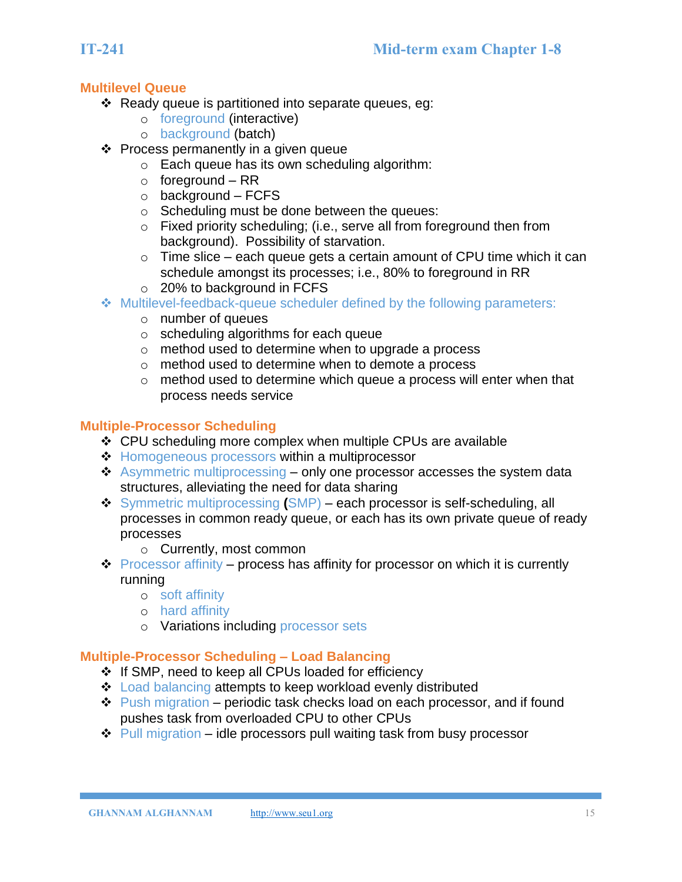## Multilevel Queue

- Ready queue is partitioned into separate queues, eg:
  - foreground (interactive)
  - background (batch)
- Process permanently in a given queue
  - Each queue has its own scheduling algorithm:
  - foreground – RR
  - background – FCFS
  - Scheduling must be done between the queues:
  - Fixed priority scheduling; (i.e., serve all from foreground then from background). Possibility of starvation.
  - Time slice – each queue gets a certain amount of CPU time which it can schedule amongst its processes; i.e., 80% to foreground in RR
  - 20% to background in FCFS
- Multilevel-feedback-queue scheduler defined by the following parameters:
  - number of queues
  - scheduling algorithms for each queue
  - method used to determine when to upgrade a process
  - method used to determine when to demote a process
  - method used to determine which queue a process will enter when that process needs service

## Multiple-Processor Scheduling

- CPU scheduling more complex when multiple CPUs are available
- Homogeneous processors within a multiprocessor
- Asymmetric multiprocessing – only one processor accesses the system data structures, alleviating the need for data sharing
- Symmetric multiprocessing **(**SMP) – each processor is self-scheduling, all processes in common ready queue, or each has its own private queue of ready processes
  - Currently, most common
- Processor affinity – process has affinity for processor on which it is currently running
  - soft affinity
  - hard affinity
  - Variations including processor sets

## Multiple-Processor Scheduling – Load Balancing

- If SMP, need to keep all CPUs loaded for efficiency
- Load balancing attempts to keep workload evenly distributed
- Push migration – periodic task checks load on each processor, and if found pushes task from overloaded CPU to other CPUs
- Pull migration – idle processors pull waiting task from busy processor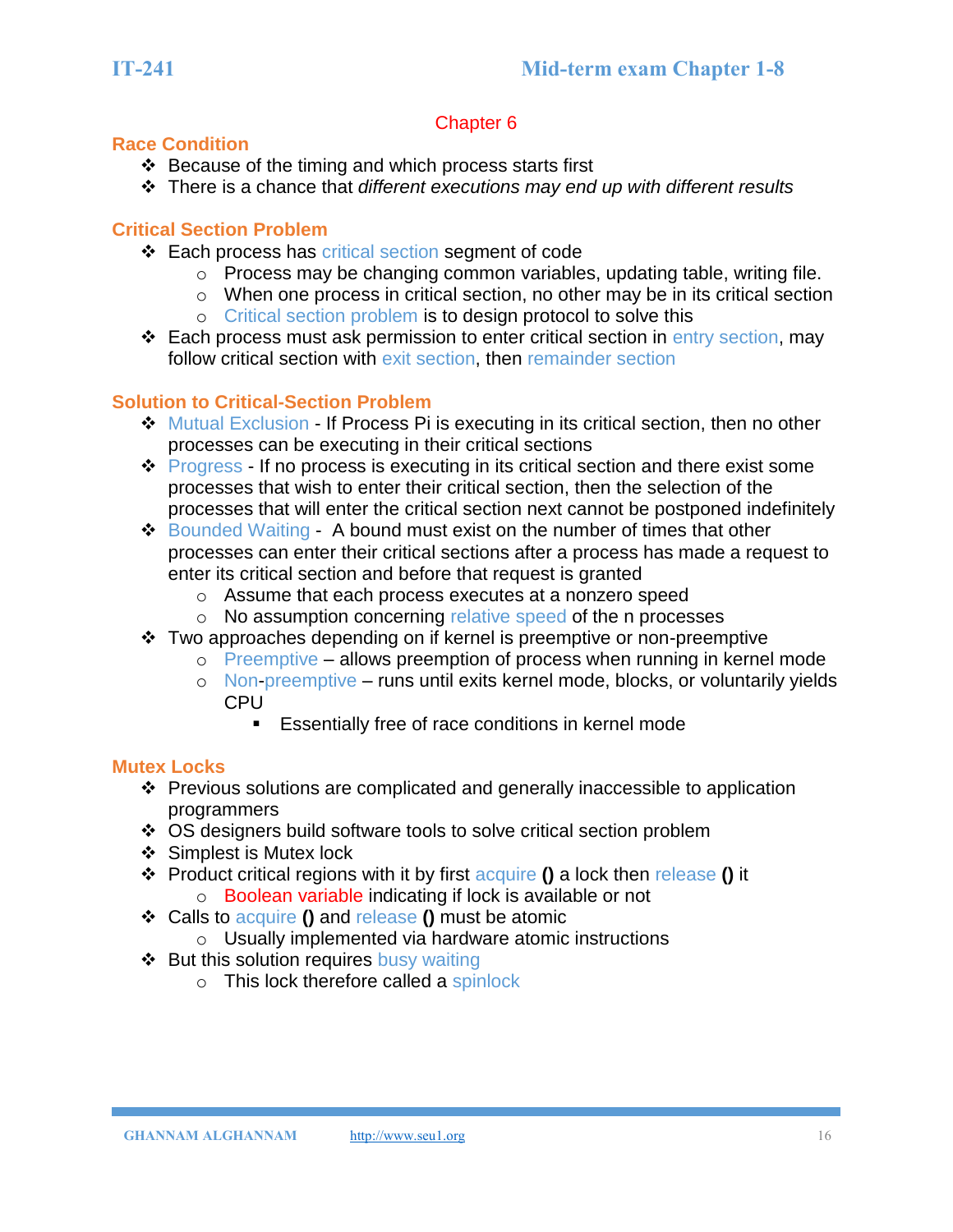## Chapter 6

### Race Condition

- Because of the timing and which process starts first
- There is a chance that *different executions may end up with different results*

### Critical Section Problem

- Each process has critical section segment of code
  - Process may be changing common variables, updating table, writing file.
  - When one process in critical section, no other may be in its critical section
  - Critical section problem is to design protocol to solve this
- Each process must ask permission to enter critical section in entry section, may follow critical section with exit section, then remainder section

### Solution to Critical-Section Problem

- Mutual Exclusion - If Process Pi is executing in its critical section, then no other processes can be executing in their critical sections
- Progress - If no process is executing in its critical section and there exist some processes that wish to enter their critical section, then the selection of the processes that will enter the critical section next cannot be postponed indefinitely
- Bounded Waiting - A bound must exist on the number of times that other processes can enter their critical sections after a process has made a request to enter its critical section and before that request is granted
  - Assume that each process executes at a nonzero speed
  - No assumption concerning relative speed of the n processes
- Two approaches depending on if kernel is preemptive or non-preemptive
  - Preemptive – allows preemption of process when running in kernel mode
  - Non-preemptive – runs until exits kernel mode, blocks, or voluntarily yields CPU
    - Essentially free of race conditions in kernel mode

### Mutex Locks

- Previous solutions are complicated and generally inaccessible to application programmers
- OS designers build software tools to solve critical section problem
- Simplest is Mutex lock
- Product critical regions with it by first acquire **()** a lock then release **()** it
  - Boolean variable indicating if lock is available or not
- Calls to acquire **()** and release **()** must be atomic
  - Usually implemented via hardware atomic instructions
- But this solution requires busy waiting
  - This lock therefore called a spinlock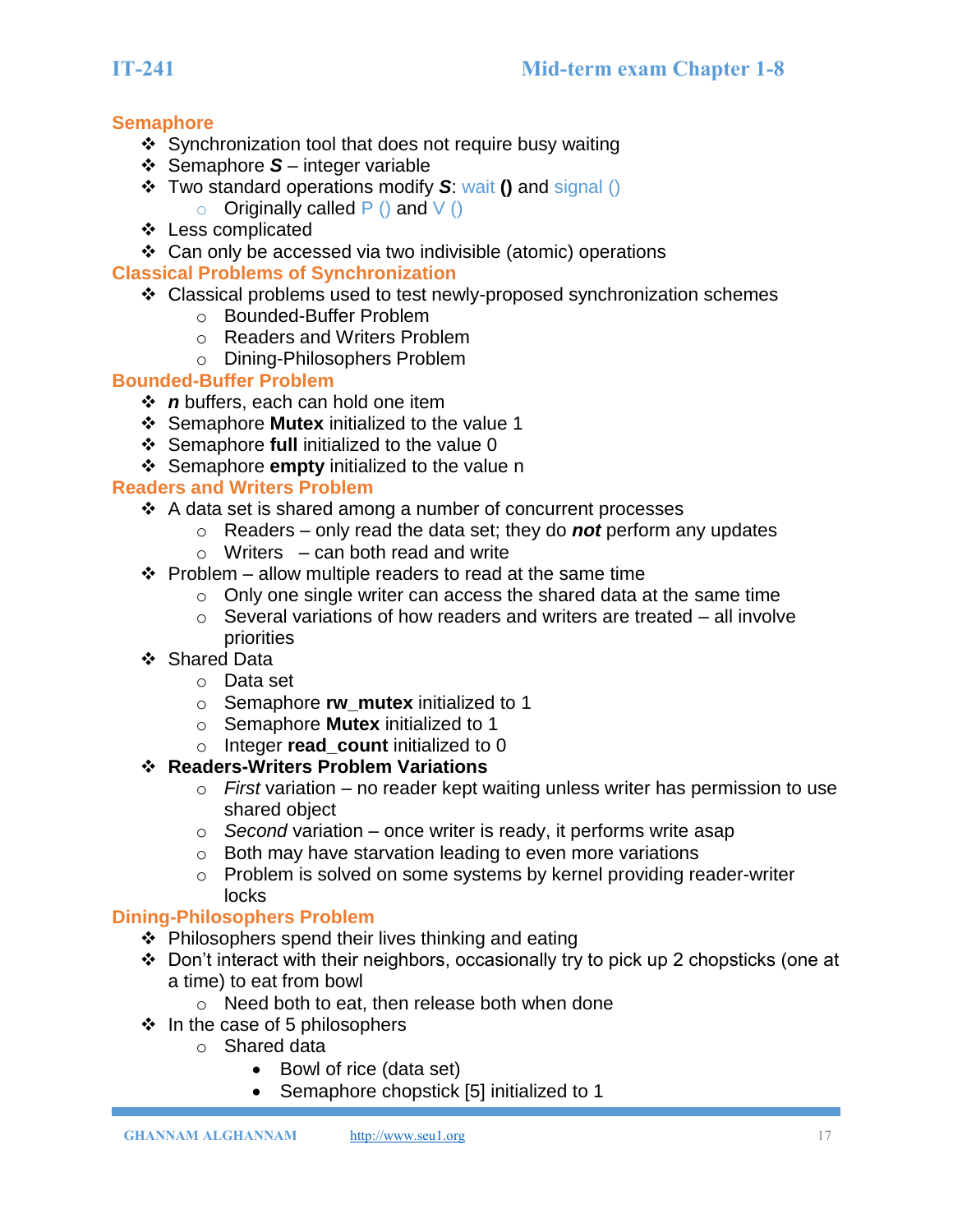## Semaphore

- Synchronization tool that does not require busy waiting
- Semaphore ***S*** – integer variable
- Two standard operations modify ***S***: wait **()** and signal ()
  - Originally called P () and V ()
- Less complicated
- Can only be accessed via two indivisible (atomic) operations

## Classical Problems of Synchronization

- Classical problems used to test newly-proposed synchronization schemes
  - Bounded-Buffer Problem
  - Readers and Writers Problem
  - Dining-Philosophers Problem

## Bounded-Buffer Problem

- ***n*** buffers, each can hold one item
- Semaphore **Mutex** initialized to the value 1
- Semaphore **full** initialized to the value 0
- Semaphore **empty** initialized to the value n

## Readers and Writers Problem

- A data set is shared among a number of concurrent processes
  - Readers – only read the data set; they do ***not*** perform any updates
  - Writers – can both read and write
- Problem – allow multiple readers to read at the same time
  - Only one single writer can access the shared data at the same time
  - Several variations of how readers and writers are treated – all involve priorities
- Shared Data
  - Data set
  - Semaphore **rw_mutex** initialized to 1
  - Semaphore **Mutex** initialized to 1
  - Integer **read_count** initialized to 0
- **Readers-Writers Problem Variations**
  - *First* variation – no reader kept waiting unless writer has permission to use shared object
  - *Second* variation – once writer is ready, it performs write asap
  - Both may have starvation leading to even more variations
  - Problem is solved on some systems by kernel providing reader-writer locks

## Dining-Philosophers Problem

- Philosophers spend their lives thinking and eating
- Don't interact with their neighbors, occasionally try to pick up 2 chopsticks (one at a time) to eat from bowl
  - Need both to eat, then release both when done
- In the case of 5 philosophers
  - Shared data
    - Bowl of rice (data set)
    - Semaphore chopstick [5] initialized to 1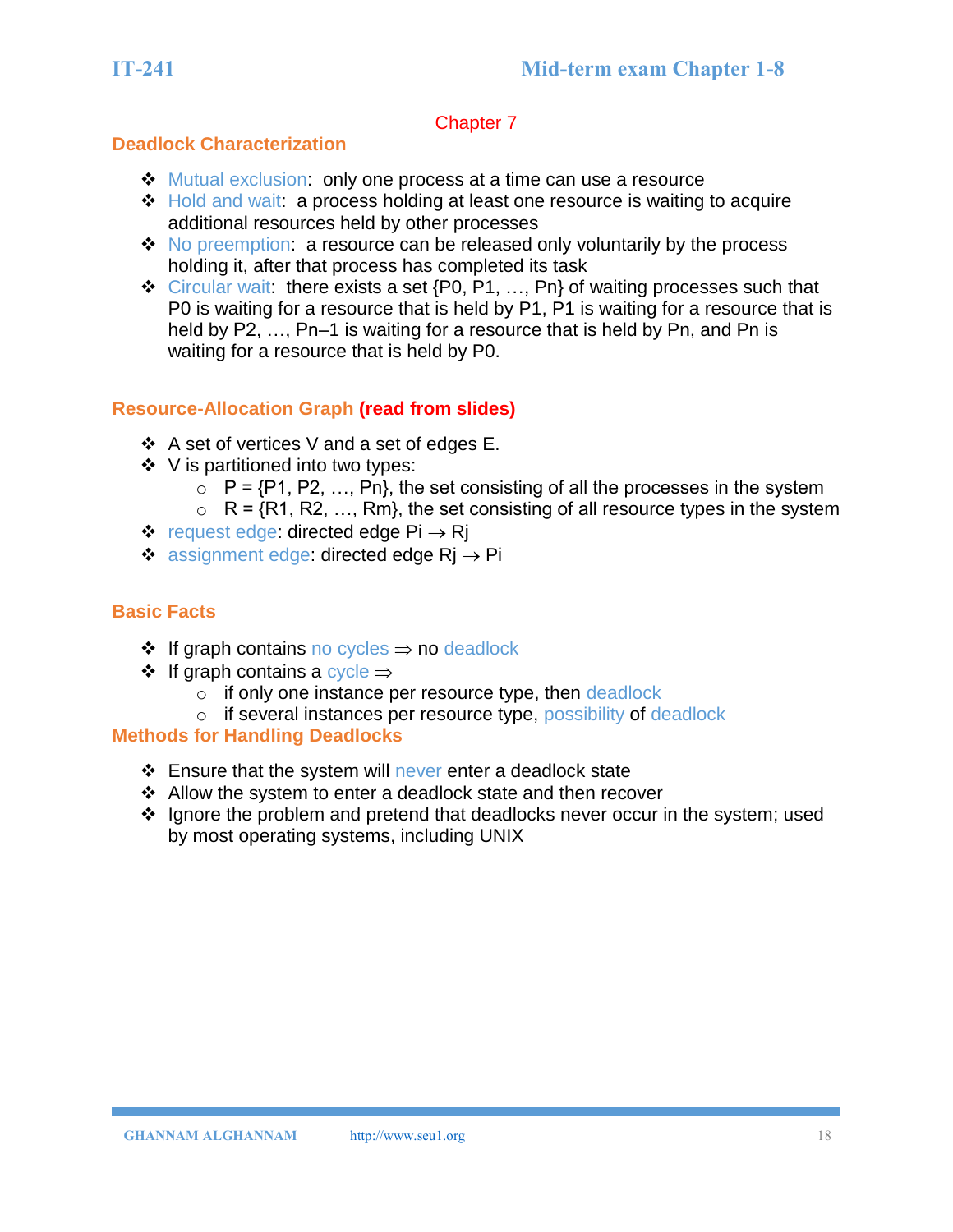## Chapter 7

### Deadlock Characterization

- Mutual exclusion: only one process at a time can use a resource
- Hold and wait: a process holding at least one resource is waiting to acquire additional resources held by other processes
- No preemption: a resource can be released only voluntarily by the process holding it, after that process has completed its task
- Circular wait: there exists a set {P0, P1, …, Pn} of waiting processes such that P0 is waiting for a resource that is held by P1, P1 is waiting for a resource that is held by P2, …, Pn–1 is waiting for a resource that is held by Pn, and Pn is waiting for a resource that is held by P0.

### Resource-Allocation Graph **(read from slides)**

- A set of vertices V and a set of edges E.
- V is partitioned into two types:
  - P = {P1, P2, …, Pn}, the set consisting of all the processes in the system
  - R = {R1, R2, …, Rm}, the set consisting of all resource types in the system
- request edge: directed edge $P_i \rightarrow R_j$
- assignment edge: directed edge $R_j \rightarrow P_i$

### Basic Facts

- If graph contains no cycles $\Rightarrow$ no deadlock
- If graph contains a cycle $\Rightarrow$
  - if only one instance per resource type, then deadlock
  - if several instances per resource type, possibility of deadlock

### Methods for Handling Deadlocks

- Ensure that the system will never enter a deadlock state
- Allow the system to enter a deadlock state and then recover
- Ignore the problem and pretend that deadlocks never occur in the system; used by most operating systems, including UNIX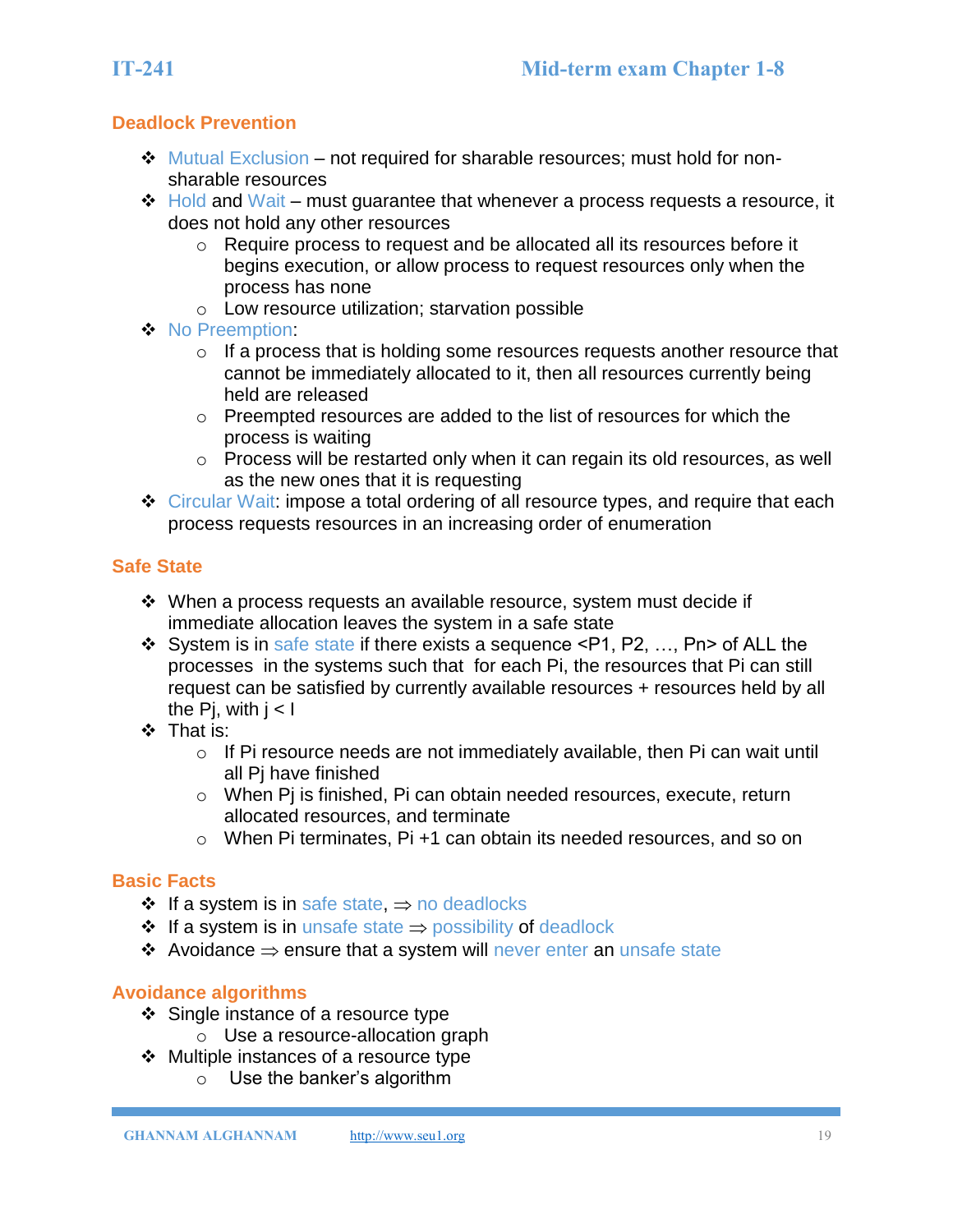## Deadlock Prevention

- Mutual Exclusion – not required for sharable resources; must hold for non-sharable resources
- Hold and Wait – must guarantee that whenever a process requests a resource, it does not hold any other resources
  - Require process to request and be allocated all its resources before it begins execution, or allow process to request resources only when the process has none
  - Low resource utilization; starvation possible
- No Preemption:
  - If a process that is holding some resources requests another resource that cannot be immediately allocated to it, then all resources currently being held are released
  - Preempted resources are added to the list of resources for which the process is waiting
  - Process will be restarted only when it can regain its old resources, as well as the new ones that it is requesting
- Circular Wait: impose a total ordering of all resource types, and require that each process requests resources in an increasing order of enumeration

## Safe State

- When a process requests an available resource, system must decide if immediate allocation leaves the system in a safe state
- System is in safe state if there exists a sequence <P1, P2, …, Pn> of ALL the processes in the systems such that for each Pi, the resources that Pi can still request can be satisfied by currently available resources + resources held by all the Pj, with j < I
- That is:
  - If Pi resource needs are not immediately available, then Pi can wait until all Pj have finished
  - When Pj is finished, Pi can obtain needed resources, execute, return allocated resources, and terminate
  - When Pi terminates, Pi +1 can obtain its needed resources, and so on

## Basic Facts

- If a system is in safe state, ⇒ no deadlocks
- If a system is in unsafe state ⇒ possibility of deadlock
- Avoidance ⇒ ensure that a system will never enter an unsafe state

## Avoidance algorithms

- Single instance of a resource type
  - Use a resource-allocation graph
- Multiple instances of a resource type
  - Use the banker's algorithm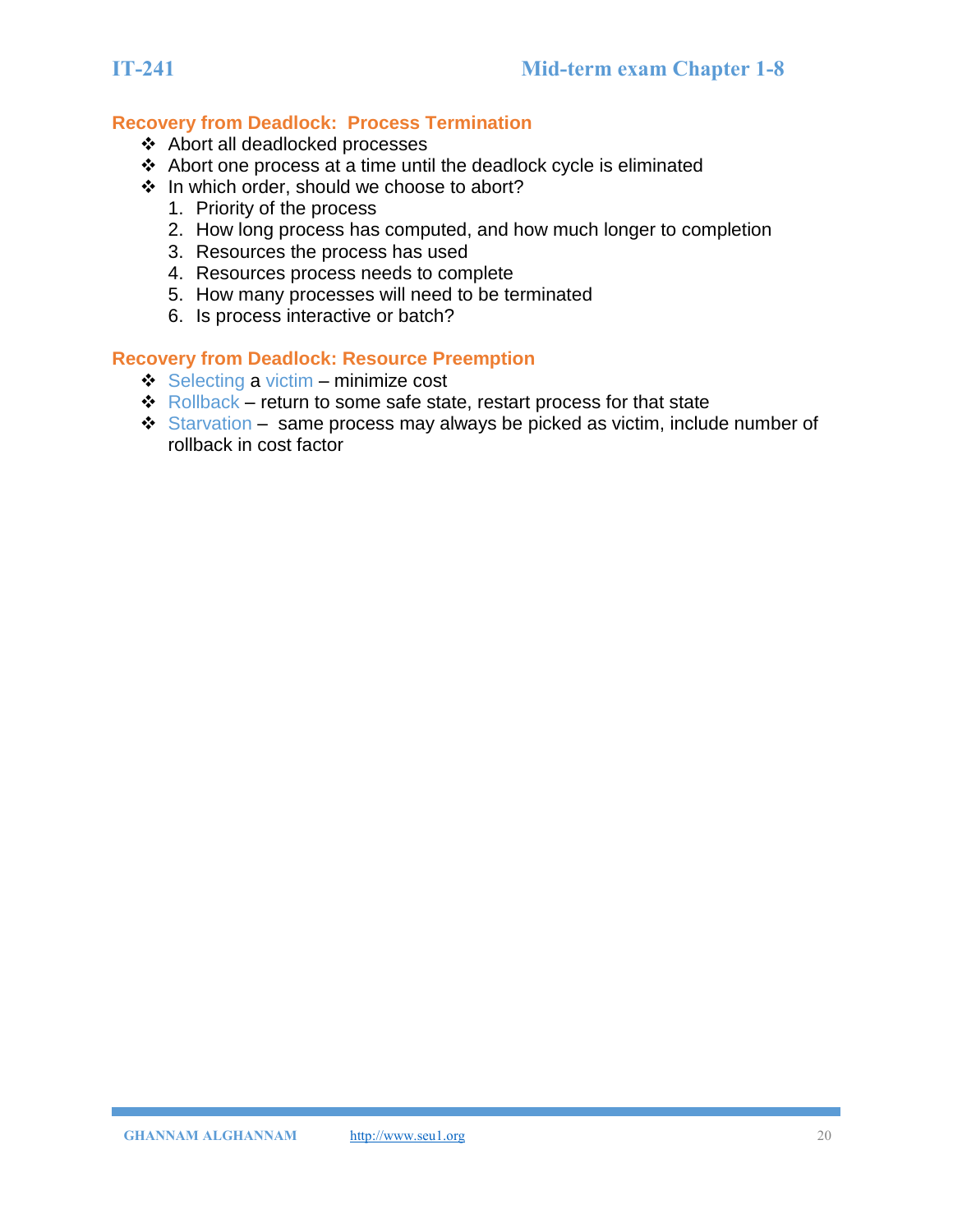## Recovery from Deadlock: Process Termination

- Abort all deadlocked processes
- Abort one process at a time until the deadlock cycle is eliminated
- In which order, should we choose to abort?
  1. Priority of the process
  2. How long process has computed, and how much longer to completion
  3. Resources the process has used
  4. Resources process needs to complete
  5. How many processes will need to be terminated
  6. Is process interactive or batch?

## Recovery from Deadlock: Resource Preemption

- Selecting a victim – minimize cost
- Rollback – return to some safe state, restart process for that state
- Starvation – same process may always be picked as victim, include number of rollback in cost factor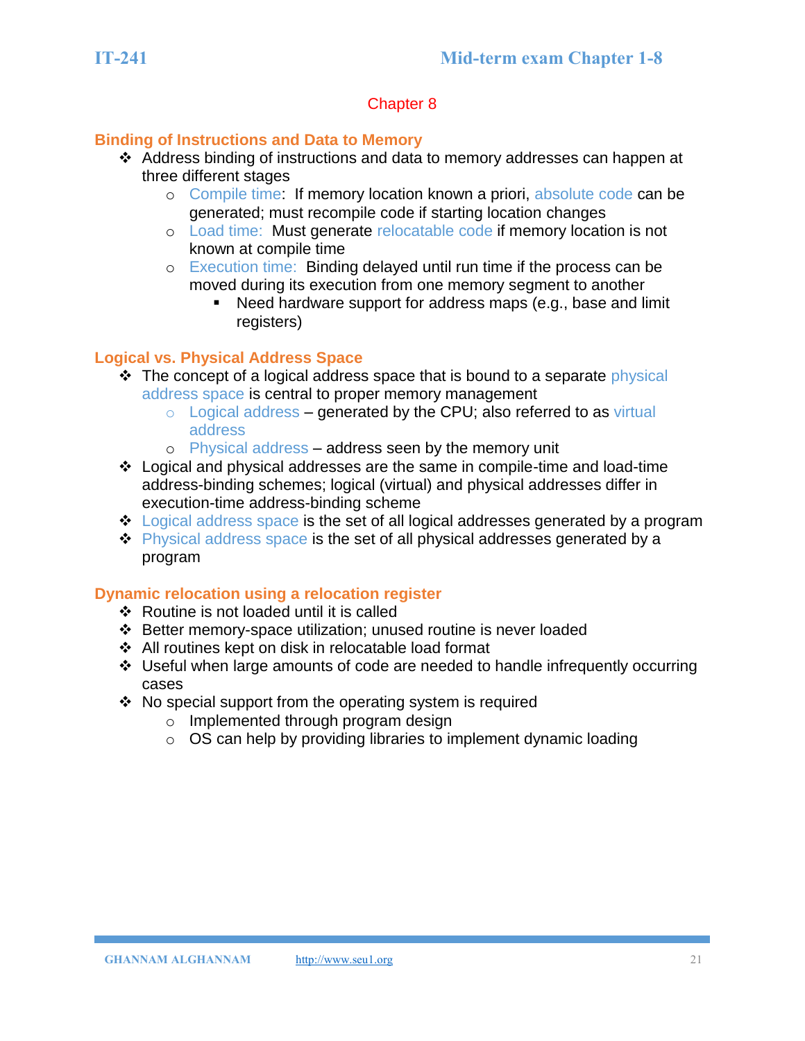## Chapter 8

### Binding of Instructions and Data to Memory

- Address binding of instructions and data to memory addresses can happen at three different stages
  - Compile time: If memory location known a priori, absolute code can be generated; must recompile code if starting location changes
  - Load time: Must generate relocatable code if memory location is not known at compile time
  - Execution time: Binding delayed until run time if the process can be moved during its execution from one memory segment to another
    - Need hardware support for address maps (e.g., base and limit registers)

### Logical vs. Physical Address Space

- The concept of a logical address space that is bound to a separate physical address space is central to proper memory management
  - Logical address – generated by the CPU; also referred to as virtual address
  - Physical address – address seen by the memory unit
- Logical and physical addresses are the same in compile-time and load-time address-binding schemes; logical (virtual) and physical addresses differ in execution-time address-binding scheme
- Logical address space is the set of all logical addresses generated by a program
- Physical address space is the set of all physical addresses generated by a program

### Dynamic relocation using a relocation register

- Routine is not loaded until it is called
- Better memory-space utilization; unused routine is never loaded
- All routines kept on disk in relocatable load format
- Useful when large amounts of code are needed to handle infrequently occurring cases
- No special support from the operating system is required
  - Implemented through program design
  - OS can help by providing libraries to implement dynamic loading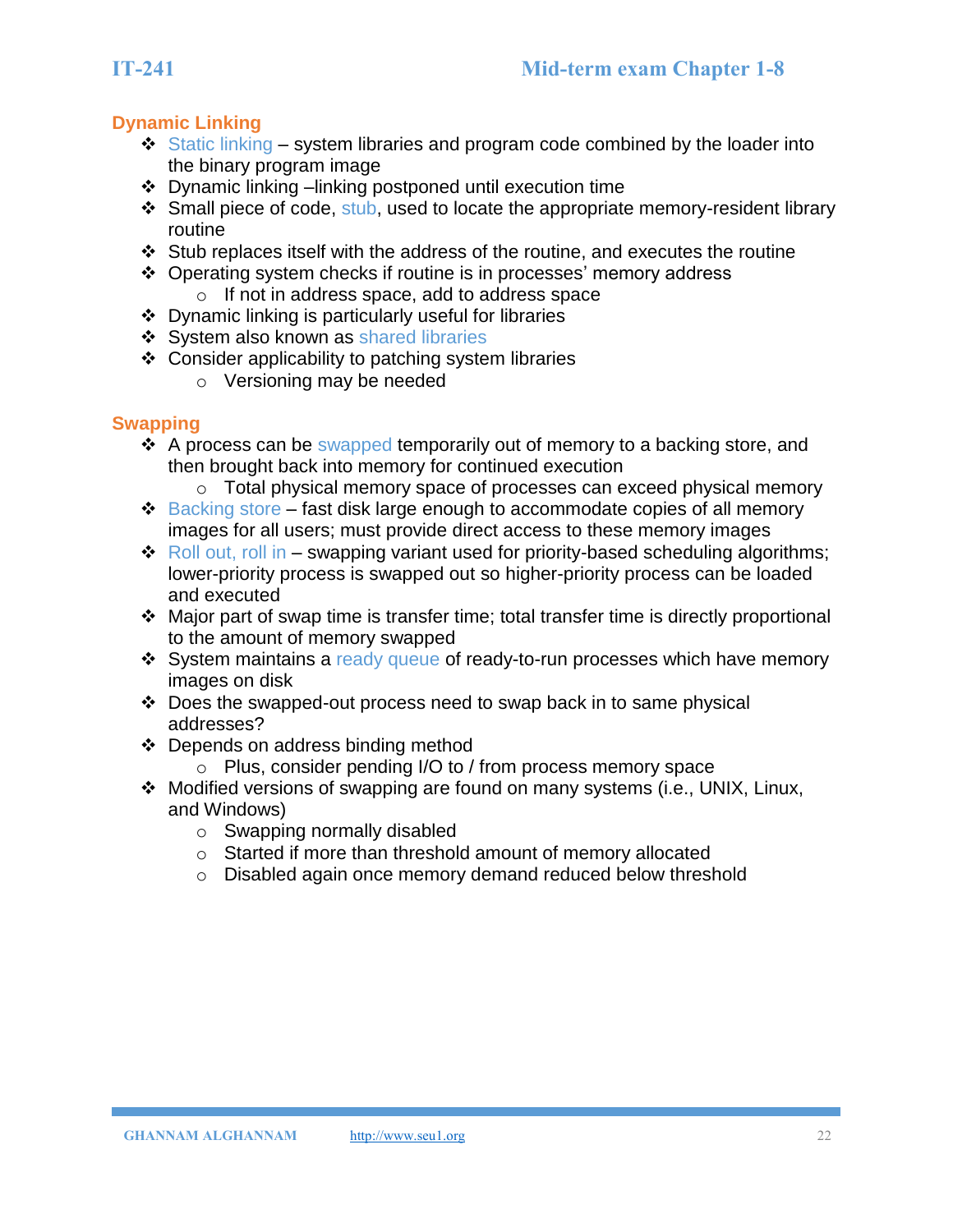## Dynamic Linking

- Static linking – system libraries and program code combined by the loader into the binary program image
- Dynamic linking –linking postponed until execution time
- Small piece of code, stub, used to locate the appropriate memory-resident library routine
- Stub replaces itself with the address of the routine, and executes the routine
- Operating system checks if routine is in processes' memory address
  - If not in address space, add to address space
- Dynamic linking is particularly useful for libraries
- System also known as shared libraries
- Consider applicability to patching system libraries
  - Versioning may be needed

## Swapping

- A process can be swapped temporarily out of memory to a backing store, and then brought back into memory for continued execution
  - Total physical memory space of processes can exceed physical memory
- Backing store – fast disk large enough to accommodate copies of all memory images for all users; must provide direct access to these memory images
- Roll out, roll in – swapping variant used for priority-based scheduling algorithms; lower-priority process is swapped out so higher-priority process can be loaded and executed
- Major part of swap time is transfer time; total transfer time is directly proportional to the amount of memory swapped
- System maintains a ready queue of ready-to-run processes which have memory images on disk
- Does the swapped-out process need to swap back in to same physical addresses?
- Depends on address binding method
  - Plus, consider pending I/O to / from process memory space
- Modified versions of swapping are found on many systems (i.e., UNIX, Linux, and Windows)
  - Swapping normally disabled
  - Started if more than threshold amount of memory allocated
  - Disabled again once memory demand reduced below threshold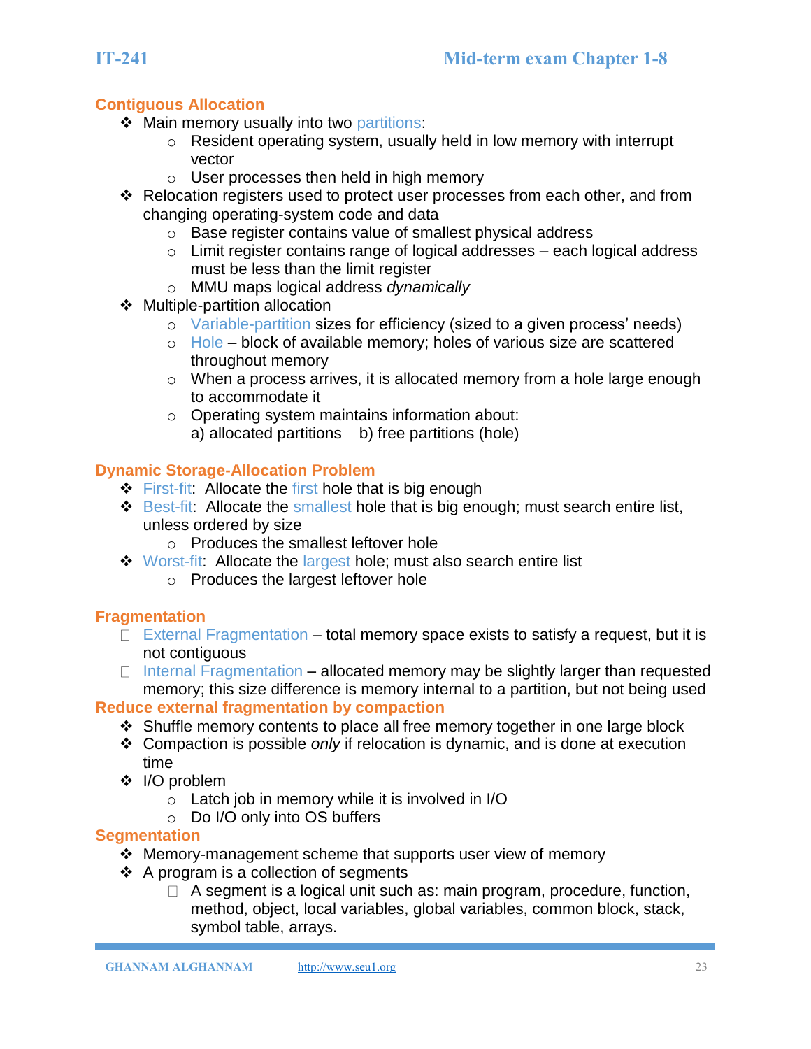## Contiguous Allocation

- Main memory usually into two partitions:
  - Resident operating system, usually held in low memory with interrupt vector
  - User processes then held in high memory
- Relocation registers used to protect user processes from each other, and from changing operating-system code and data
  - Base register contains value of smallest physical address
  - Limit register contains range of logical addresses – each logical address must be less than the limit register
  - MMU maps logical address *dynamically*
- Multiple-partition allocation
  - Variable-partition sizes for efficiency (sized to a given process' needs)
  - Hole – block of available memory; holes of various size are scattered throughout memory
  - When a process arrives, it is allocated memory from a hole large enough to accommodate it
  - Operating system maintains information about:
    a) allocated partitions b) free partitions (hole)

## Dynamic Storage-Allocation Problem

- First-fit: Allocate the first hole that is big enough
- Best-fit: Allocate the smallest hole that is big enough; must search entire list, unless ordered by size
  - Produces the smallest leftover hole
- Worst-fit: Allocate the largest hole; must also search entire list
  - Produces the largest leftover hole

## Fragmentation

- External Fragmentation – total memory space exists to satisfy a request, but it is not contiguous
- Internal Fragmentation – allocated memory may be slightly larger than requested memory; this size difference is memory internal to a partition, but not being used

## Reduce external fragmentation by compaction

- Shuffle memory contents to place all free memory together in one large block
- Compaction is possible *only* if relocation is dynamic, and is done at execution time
- I/O problem
  - Latch job in memory while it is involved in I/O
  - Do I/O only into OS buffers

## Segmentation

- Memory-management scheme that supports user view of memory
- A program is a collection of segments
  - A segment is a logical unit such as: main program, procedure, function, method, object, local variables, global variables, common block, stack, symbol table, arrays.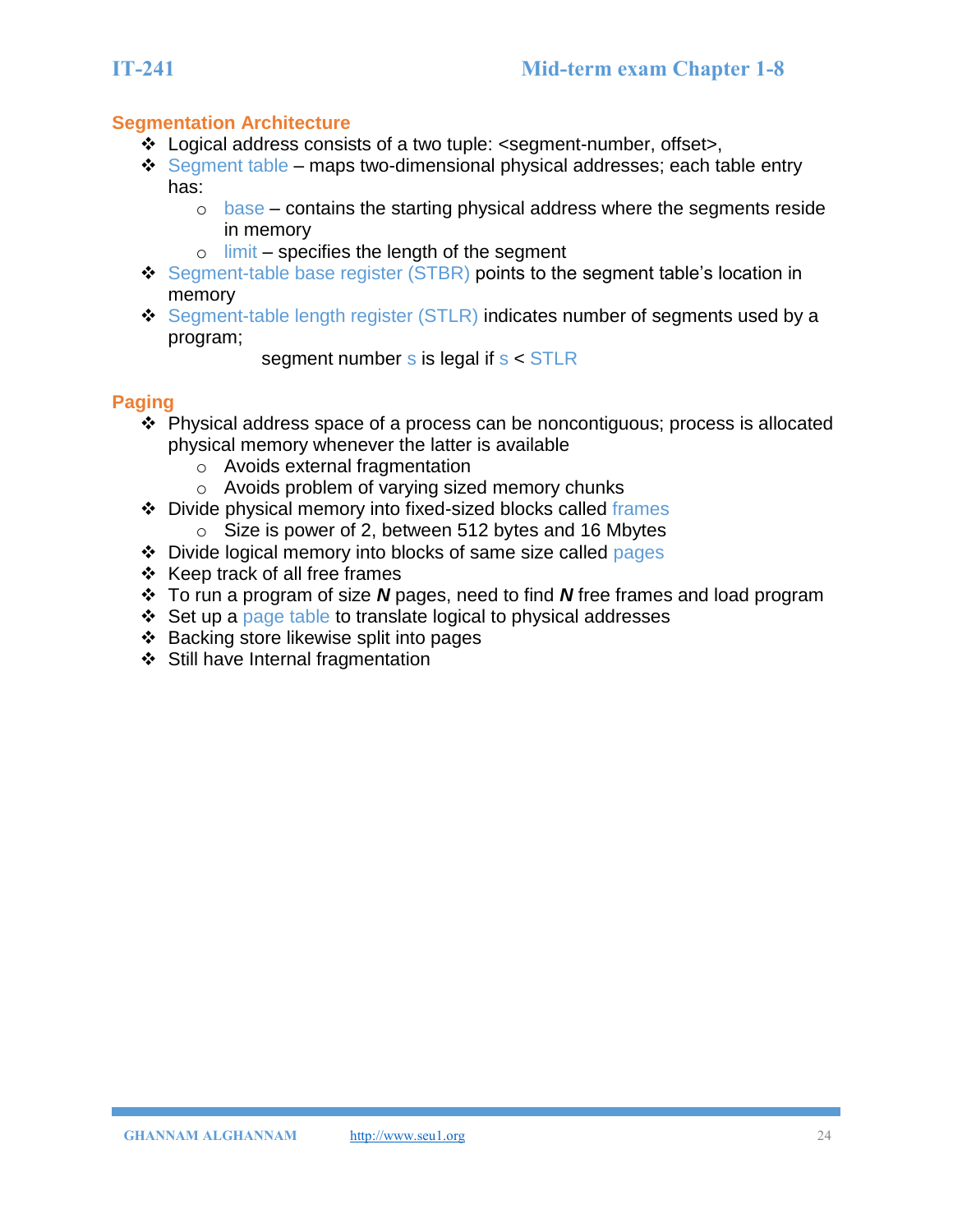## Segmentation Architecture

- Logical address consists of a two tuple: <segment-number, offset>,
- Segment table – maps two-dimensional physical addresses; each table entry has:
  - base – contains the starting physical address where the segments reside in memory
  - limit – specifies the length of the segment
- Segment-table base register (STBR) points to the segment table's location in memory
- Segment-table length register (STLR) indicates number of segments used by a program;

  segment number s is legal if s < STLR

## Paging

- Physical address space of a process can be noncontiguous; process is allocated physical memory whenever the latter is available
  - Avoids external fragmentation
  - Avoids problem of varying sized memory chunks
- Divide physical memory into fixed-sized blocks called frames
  - Size is power of 2, between 512 bytes and 16 Mbytes
- Divide logical memory into blocks of same size called pages
- Keep track of all free frames
- To run a program of size ***N*** pages, need to find ***N*** free frames and load program
- Set up a page table to translate logical to physical addresses
- Backing store likewise split into pages
- Still have Internal fragmentation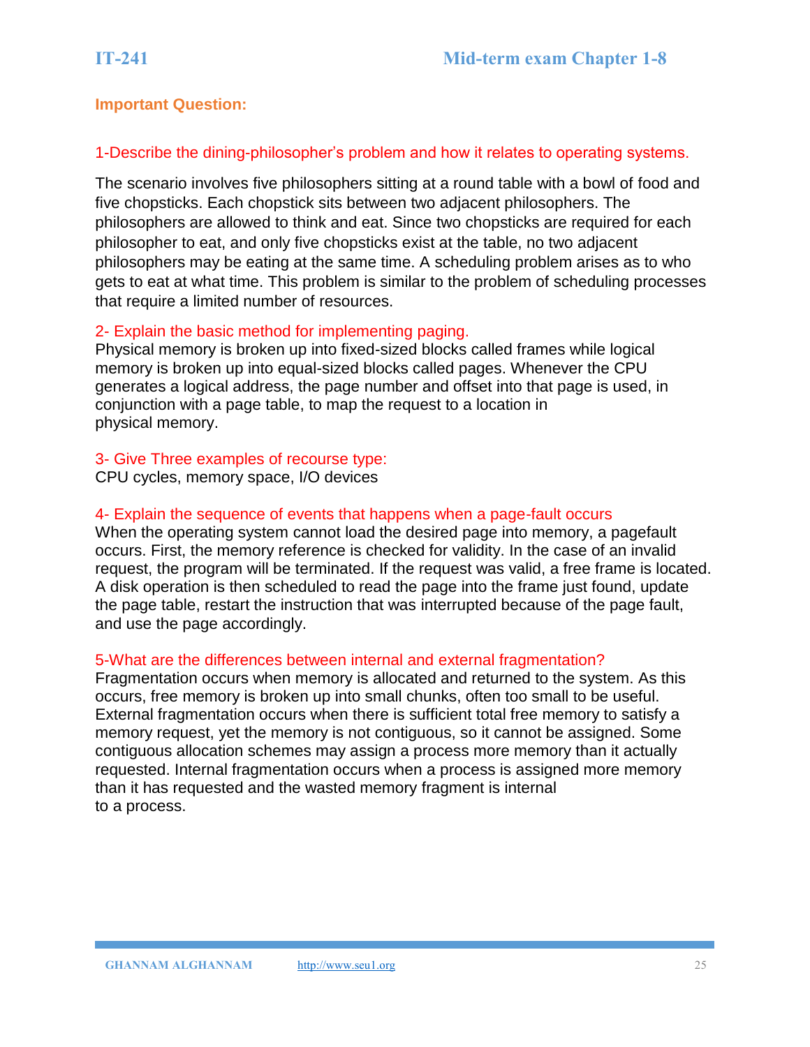**Important Question:**

1-Describe the dining-philosopher's problem and how it relates to operating systems.

The scenario involves five philosophers sitting at a round table with a bowl of food and five chopsticks. Each chopstick sits between two adjacent philosophers. The philosophers are allowed to think and eat. Since two chopsticks are required for each philosopher to eat, and only five chopsticks exist at the table, no two adjacent philosophers may be eating at the same time. A scheduling problem arises as to who gets to eat at what time. This problem is similar to the problem of scheduling processes that require a limited number of resources.

2- Explain the basic method for implementing paging.

Physical memory is broken up into fixed-sized blocks called frames while logical memory is broken up into equal-sized blocks called pages. Whenever the CPU generates a logical address, the page number and offset into that page is used, in conjunction with a page table, to map the request to a location in physical memory.

3- Give Three examples of recourse type:

CPU cycles, memory space, I/O devices

4- Explain the sequence of events that happens when a page-fault occurs

When the operating system cannot load the desired page into memory, a pagefault occurs. First, the memory reference is checked for validity. In the case of an invalid request, the program will be terminated. If the request was valid, a free frame is located. A disk operation is then scheduled to read the page into the frame just found, update the page table, restart the instruction that was interrupted because of the page fault, and use the page accordingly.

5-What are the differences between internal and external fragmentation?

Fragmentation occurs when memory is allocated and returned to the system. As this occurs, free memory is broken up into small chunks, often too small to be useful. External fragmentation occurs when there is sufficient total free memory to satisfy a memory request, yet the memory is not contiguous, so it cannot be assigned. Some contiguous allocation schemes may assign a process more memory than it actually requested. Internal fragmentation occurs when a process is assigned more memory than it has requested and the wasted memory fragment is internal to a process.